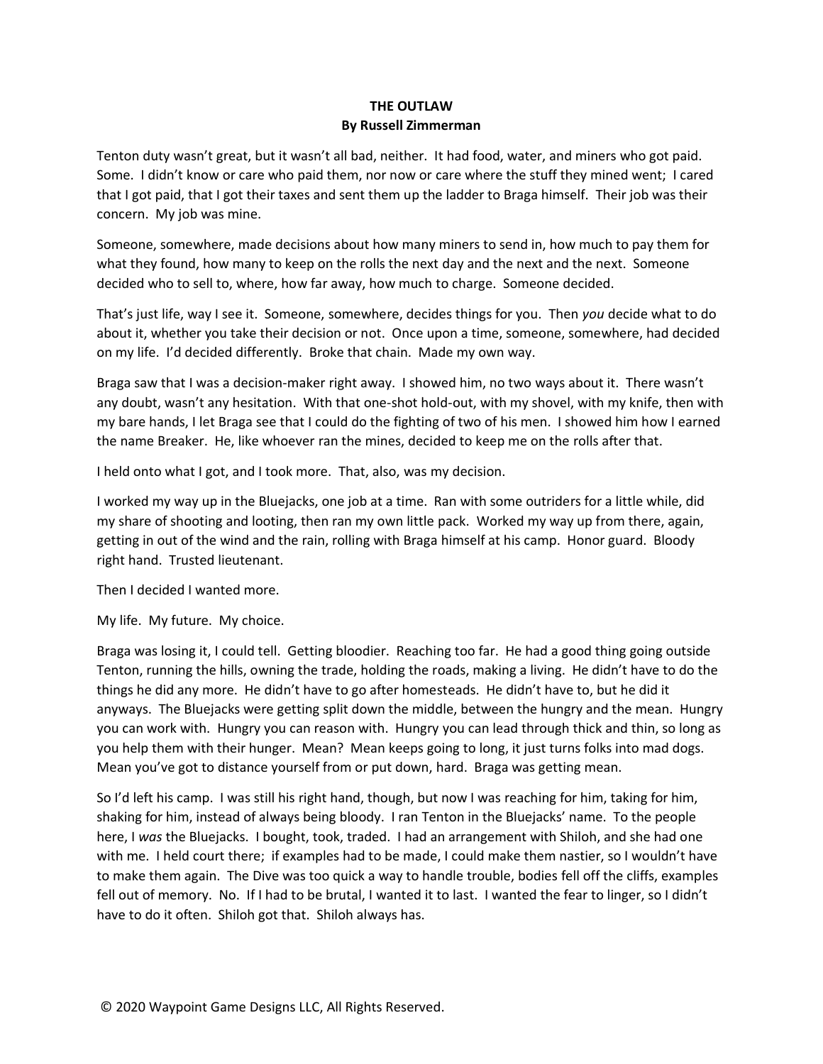**THE OUTLAW**
**By Russell Zimmerman**

Tenton duty wasn't great, but it wasn't all bad, neither. It had food, water, and miners who got paid. Some. I didn't know or care who paid them, nor now or care where the stuff they mined went; I cared that I got paid, that I got their taxes and sent them up the ladder to Braga himself. Their job was their concern. My job was mine.

Someone, somewhere, made decisions about how many miners to send in, how much to pay them for what they found, how many to keep on the rolls the next day and the next and the next. Someone decided who to sell to, where, how far away, how much to charge. Someone decided.

That's just life, way I see it. Someone, somewhere, decides things for you. Then *you* decide what to do about it, whether you take their decision or not. Once upon a time, someone, somewhere, had decided on my life. I'd decided differently. Broke that chain. Made my own way.

Braga saw that I was a decision-maker right away. I showed him, no two ways about it. There wasn't any doubt, wasn't any hesitation. With that one-shot hold-out, with my shovel, with my knife, then with my bare hands, I let Braga see that I could do the fighting of two of his men. I showed him how I earned the name Breaker. He, like whoever ran the mines, decided to keep me on the rolls after that.

I held onto what I got, and I took more. That, also, was my decision.

I worked my way up in the Bluejacks, one job at a time. Ran with some outriders for a little while, did my share of shooting and looting, then ran my own little pack. Worked my way up from there, again, getting in out of the wind and the rain, rolling with Braga himself at his camp. Honor guard. Bloody right hand. Trusted lieutenant.

Then I decided I wanted more.

My life. My future. My choice.

Braga was losing it, I could tell. Getting bloodier. Reaching too far. He had a good thing going outside Tenton, running the hills, owning the trade, holding the roads, making a living. He didn't have to do the things he did any more. He didn't have to go after homesteads. He didn't have to, but he did it anyways. The Bluejacks were getting split down the middle, between the hungry and the mean. Hungry you can work with. Hungry you can reason with. Hungry you can lead through thick and thin, so long as you help them with their hunger. Mean? Mean keeps going to long, it just turns folks into mad dogs. Mean you've got to distance yourself from or put down, hard. Braga was getting mean.

So I'd left his camp. I was still his right hand, though, but now I was reaching for him, taking for him, shaking for him, instead of always being bloody. I ran Tenton in the Bluejacks' name. To the people here, I *was* the Bluejacks. I bought, took, traded. I had an arrangement with Shiloh, and she had one with me. I held court there; if examples had to be made, I could make them nastier, so I wouldn't have to make them again. The Dive was too quick a way to handle trouble, bodies fell off the cliffs, examples fell out of memory. No. If I had to be brutal, I wanted it to last. I wanted the fear to linger, so I didn't have to do it often. Shiloh got that. Shiloh always has.

© 2020 Waypoint Game Designs LLC, All Rights Reserved.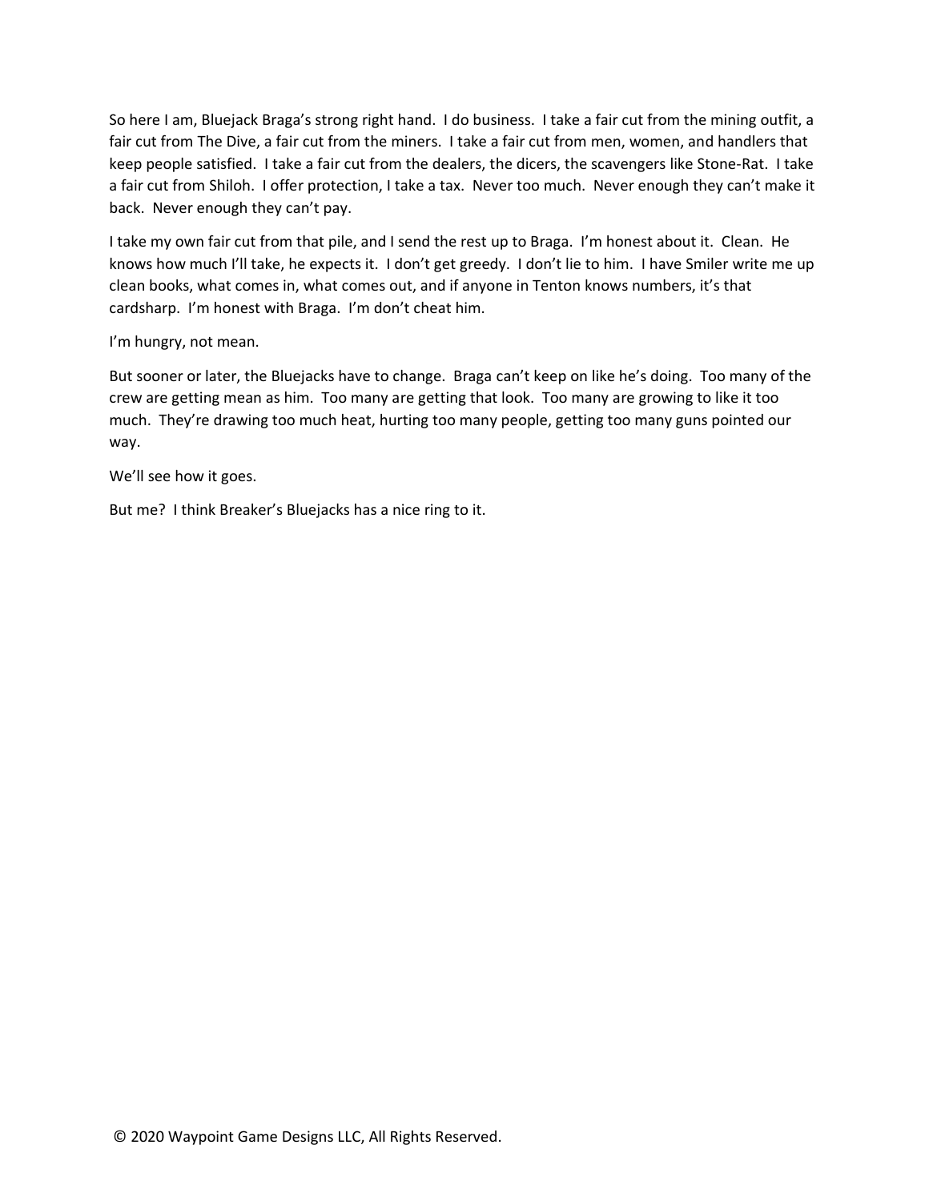So here I am, Bluejack Braga's strong right hand.  I do business.  I take a fair cut from the mining outfit, a fair cut from The Dive, a fair cut from the miners.  I take a fair cut from men, women, and handlers that keep people satisfied.  I take a fair cut from the dealers, the dicers, the scavengers like Stone-Rat.  I take a fair cut from Shiloh.  I offer protection, I take a tax.  Never too much.  Never enough they can't make it back.  Never enough they can't pay.

I take my own fair cut from that pile, and I send the rest up to Braga.  I'm honest about it.  Clean.  He knows how much I'll take, he expects it.  I don't get greedy.  I don't lie to him.  I have Smiler write me up clean books, what comes in, what comes out, and if anyone in Tenton knows numbers, it's that cardsharp.  I'm honest with Braga.  I'm don't cheat him.

I'm hungry, not mean.

But sooner or later, the Bluejacks have to change.  Braga can't keep on like he's doing.  Too many of the crew are getting mean as him.  Too many are getting that look.  Too many are growing to like it too much.  They're drawing too much heat, hurting too many people, getting too many guns pointed our way.

We'll see how it goes.

But me?  I think Breaker's Bluejacks has a nice ring to it.